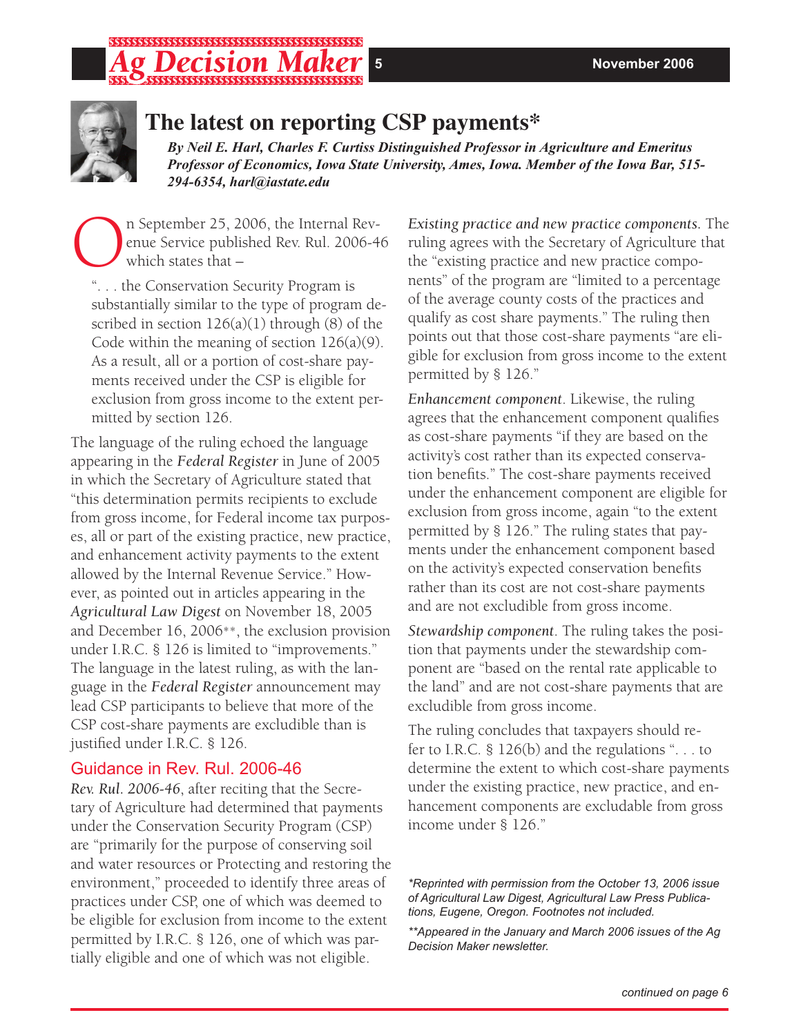# The latest on reporting CSP payments*

***By Neil E. Harl, Charles F. Curtiss Distinguished Professor in Agriculture and Emeritus Professor of Economics, Iowa State University, Ames, Iowa. Member of the Iowa Bar, 515-294-6354, harl@iastate.edu***

On September 25, 2006, the Internal Revenue Service published Rev. Rul. 2006-46 which states that –

> ". . . the Conservation Security Program is substantially similar to the type of program described in section 126(a)(1) through (8) of the Code within the meaning of section 126(a)(9). As a result, all or a portion of cost-share payments received under the CSP is eligible for exclusion from gross income to the extent permitted by section 126.

The language of the ruling echoed the language appearing in the *Federal Register* in June of 2005 in which the Secretary of Agriculture stated that "this determination permits recipients to exclude from gross income, for Federal income tax purposes, all or part of the existing practice, new practice, and enhancement activity payments to the extent allowed by the Internal Revenue Service." However, as pointed out in articles appearing in the *Agricultural Law Digest* on November 18, 2005 and December 16, 2006**, the exclusion provision under I.R.C. § 126 is limited to "improvements." The language in the latest ruling, as with the language in the *Federal Register* announcement may lead CSP participants to believe that more of the CSP cost-share payments are excludible than is justified under I.R.C. § 126.

## Guidance in Rev. Rul. 2006-46

*Rev. Rul. 2006-46*, after reciting that the Secretary of Agriculture had determined that payments under the Conservation Security Program (CSP) are "primarily for the purpose of conserving soil and water resources or Protecting and restoring the environment," proceeded to identify three areas of practices under CSP, one of which was deemed to be eligible for exclusion from income to the extent permitted by I.R.C. § 126, one of which was partially eligible and one of which was not eligible.

*Existing practice and new practice components*. The ruling agrees with the Secretary of Agriculture that the "existing practice and new practice components" of the program are "limited to a percentage of the average county costs of the practices and qualify as cost share payments." The ruling then points out that those cost-share payments "are eligible for exclusion from gross income to the extent permitted by § 126."

*Enhancement component*. Likewise, the ruling agrees that the enhancement component qualifies as cost-share payments "if they are based on the activity's cost rather than its expected conservation benefits." The cost-share payments received under the enhancement component are eligible for exclusion from gross income, again "to the extent permitted by § 126." The ruling states that payments under the enhancement component based on the activity's expected conservation benefits rather than its cost are not cost-share payments and are not excludible from gross income.

*Stewardship component*. The ruling takes the position that payments under the stewardship component are "based on the rental rate applicable to the land" and are not cost-share payments that are excludible from gross income.

The ruling concludes that taxpayers should refer to I.R.C. § 126(b) and the regulations ". . . to determine the extent to which cost-share payments under the existing practice, new practice, and enhancement components are excludable from gross income under § 126."

*\*Reprinted with permission from the October 13, 2006 issue of Agricultural Law Digest, Agricultural Law Press Publications, Eugene, Oregon. Footnotes not included.*

*\*\*Appeared in the January and March 2006 issues of the Ag Decision Maker newsletter.*

*continued on page 6*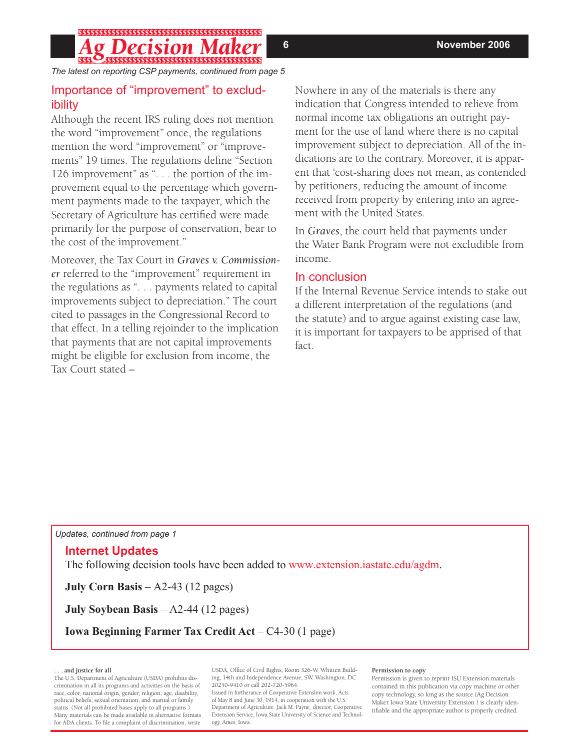*The latest on reporting CSP payments, continued from page 5*

## Importance of "improvement" to excludibility

Although the recent IRS ruling does not mention the word "improvement" once, the regulations mention the word "improvement" or "improvements" 19 times. The regulations define "Section 126 improvement" as ". . . the portion of the improvement equal to the percentage which government payments made to the taxpayer, which the Secretary of Agriculture has certified were made primarily for the purpose of conservation, bear to the cost of the improvement."

Moreover, the Tax Court in *Graves v. Commissioner* referred to the "improvement" requirement in the regulations as ". . . payments related to capital improvements subject to depreciation." The court cited to passages in the Congressional Record to that effect. In a telling rejoinder to the implication that payments that are not capital improvements might be eligible for exclusion from income, the Tax Court stated –

Nowhere in any of the materials is there any indication that Congress intended to relieve from normal income tax obligations an outright payment for the use of land where there is no capital improvement subject to depreciation. All of the indications are to the contrary. Moreover, it is apparent that 'cost-sharing does not mean, as contended by petitioners, reducing the amount of income received from property by entering into an agreement with the United States.

In *Graves*, the court held that payments under the Water Bank Program were not excludible from income.

## In conclusion

If the Internal Revenue Service intends to stake out a different interpretation of the regulations (and the statute) and to argue against existing case law, it is important for taxpayers to be apprised of that fact.

*Updates, continued from page 1*

## Internet Updates

The following decision tools have been added to www.extension.iastate.edu/agdm.

**July Corn Basis** – A2-43 (12 pages)

**July Soybean Basis** – A2-44 (12 pages)

**Iowa Beginning Farmer Tax Credit Act** – C4-30 (1 page)

**. . . and justice for all**
The U.S. Department of Agriculture (USDA) prohibits discrimination in all its programs and activities on the basis of race, color, national origin, gender, religion, age, disability, political beliefs, sexual orientation, and marital or family status. (Not all prohibited bases apply to all programs.) Many materials can be made available in alternative formats for ADA clients. To file a complaint of discrimination, write USDA, Office of Civil Rights, Room 326-W, Whitten Building, 14th and Independence Avenue, SW, Washington, DC 20250-9410 or call 202-720-5964.
Issued in furtherance of Cooperative Extension work, Acts of May 8 and June 30, 1914, in cooperation with the U.S. Department of Agriculture. Jack M. Payne, director, Cooperative Extension Service, Iowa State University of Science and Technology, Ames, Iowa.

**Permission to copy**
Permission is given to reprint ISU Extension materials contained in this publication via copy machine or other copy technology, so long as the source (Ag Decision Maker Iowa State University Extension ) is clearly identifiable and the appropriate author is properly credited.